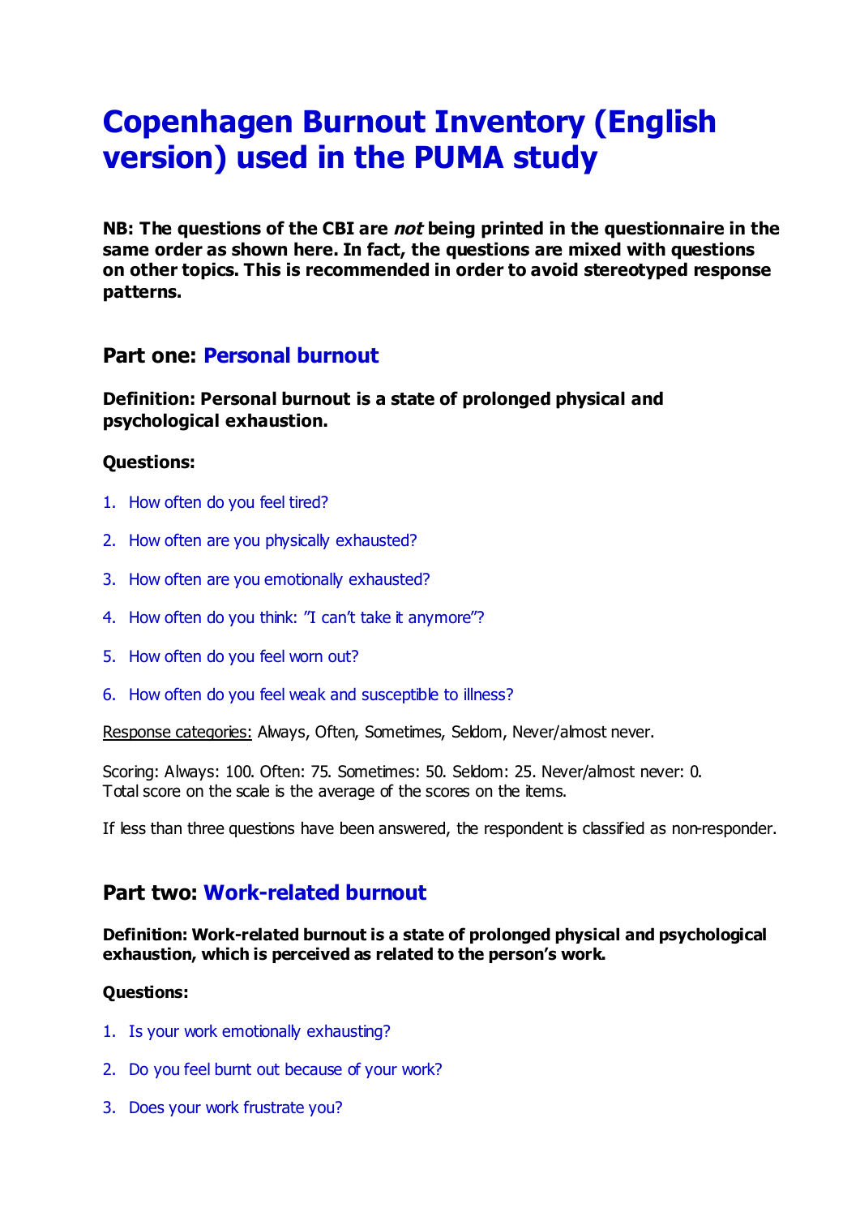# Copenhagen Burnout Inventory (English version) used in the PUMA study

**NB: The questions of the CBI are *not* being printed in the questionnaire in the same order as shown here. In fact, the questions are mixed with questions on other topics. This is recommended in order to avoid stereotyped response patterns.**

## Part one: Personal burnout

**Definition: Personal burnout is a state of prolonged physical and psychological exhaustion.**

**Questions:**

1. How often do you feel tired?
2. How often are you physically exhausted?
3. How often are you emotionally exhausted?
4. How often do you think: "I can't take it anymore"?
5. How often do you feel worn out?
6. How often do you feel weak and susceptible to illness?

Response categories: Always, Often, Sometimes, Seldom, Never/almost never.

Scoring: Always: 100. Often: 75. Sometimes: 50. Seldom: 25. Never/almost never: 0.
Total score on the scale is the average of the scores on the items.

If less than three questions have been answered, the respondent is classified as non-responder.

## Part two: Work-related burnout

**Definition: Work-related burnout is a state of prolonged physical and psychological exhaustion, which is perceived as related to the person's work.**

**Questions:**

1. Is your work emotionally exhausting?
2. Do you feel burnt out because of your work?
3. Does your work frustrate you?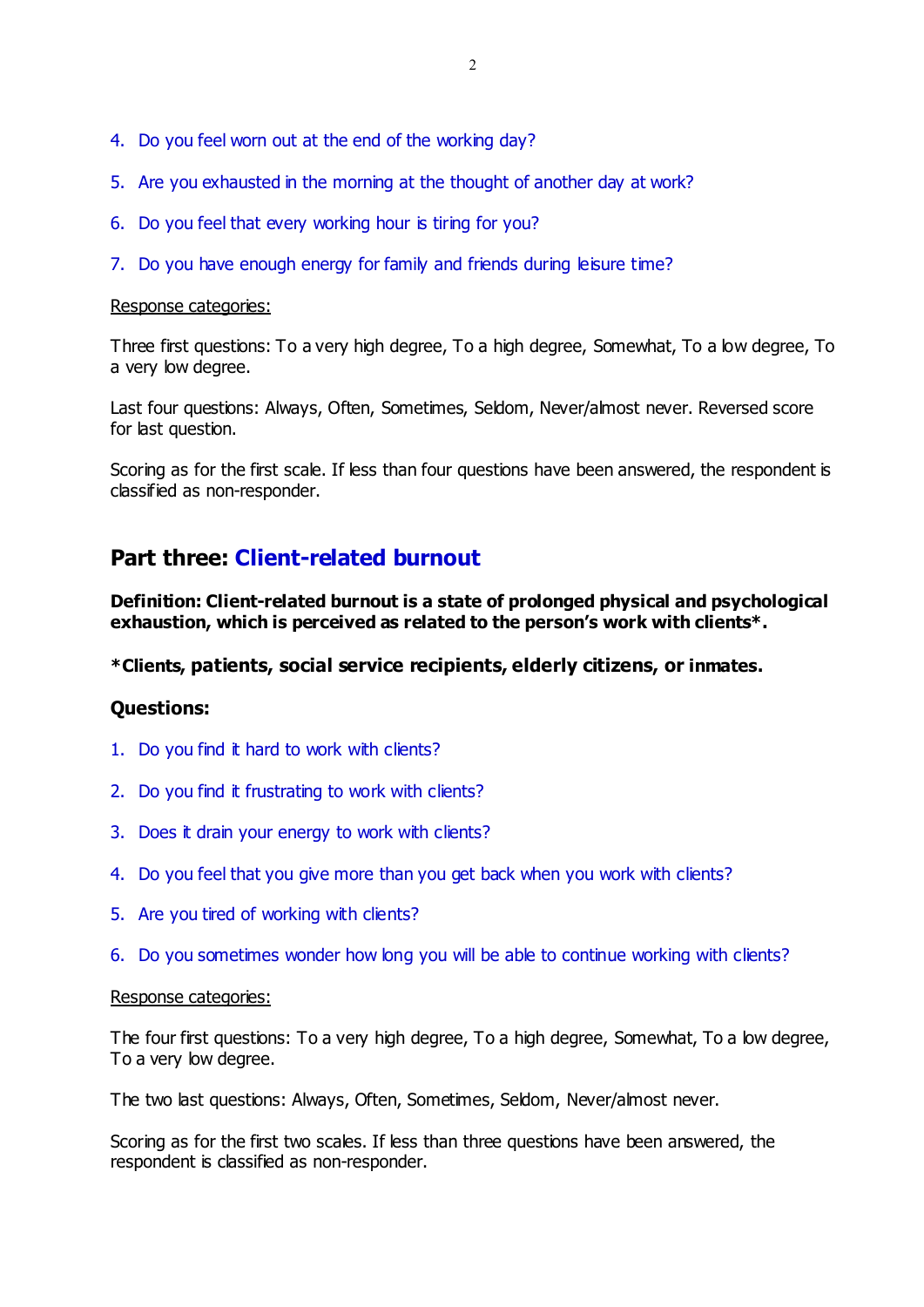4. Do you feel worn out at the end of the working day?
5. Are you exhausted in the morning at the thought of another day at work?
6. Do you feel that every working hour is tiring for you?
7. Do you have enough energy for family and friends during leisure time?

<u>Response categories:</u>

Three first questions: To a very high degree, To a high degree, Somewhat, To a low degree, To a very low degree.

Last four questions: Always, Often, Sometimes, Seldom, Never/almost never. Reversed score for last question.

Scoring as for the first scale. If less than four questions have been answered, the respondent is classified as non-responder.

## Part three: Client-related burnout

**Definition: Client-related burnout is a state of prolonged physical and psychological exhaustion, which is perceived as related to the person's work with clients*.**

***Clients, patients, social service recipients, elderly citizens, or inmates.**

### Questions:

1. Do you find it hard to work with clients?
2. Do you find it frustrating to work with clients?
3. Does it drain your energy to work with clients?
4. Do you feel that you give more than you get back when you work with clients?
5. Are you tired of working with clients?
6. Do you sometimes wonder how long you will be able to continue working with clients?

<u>Response categories:</u>

The four first questions: To a very high degree, To a high degree, Somewhat, To a low degree, To a very low degree.

The two last questions: Always, Often, Sometimes, Seldom, Never/almost never.

Scoring as for the first two scales. If less than three questions have been answered, the respondent is classified as non-responder.